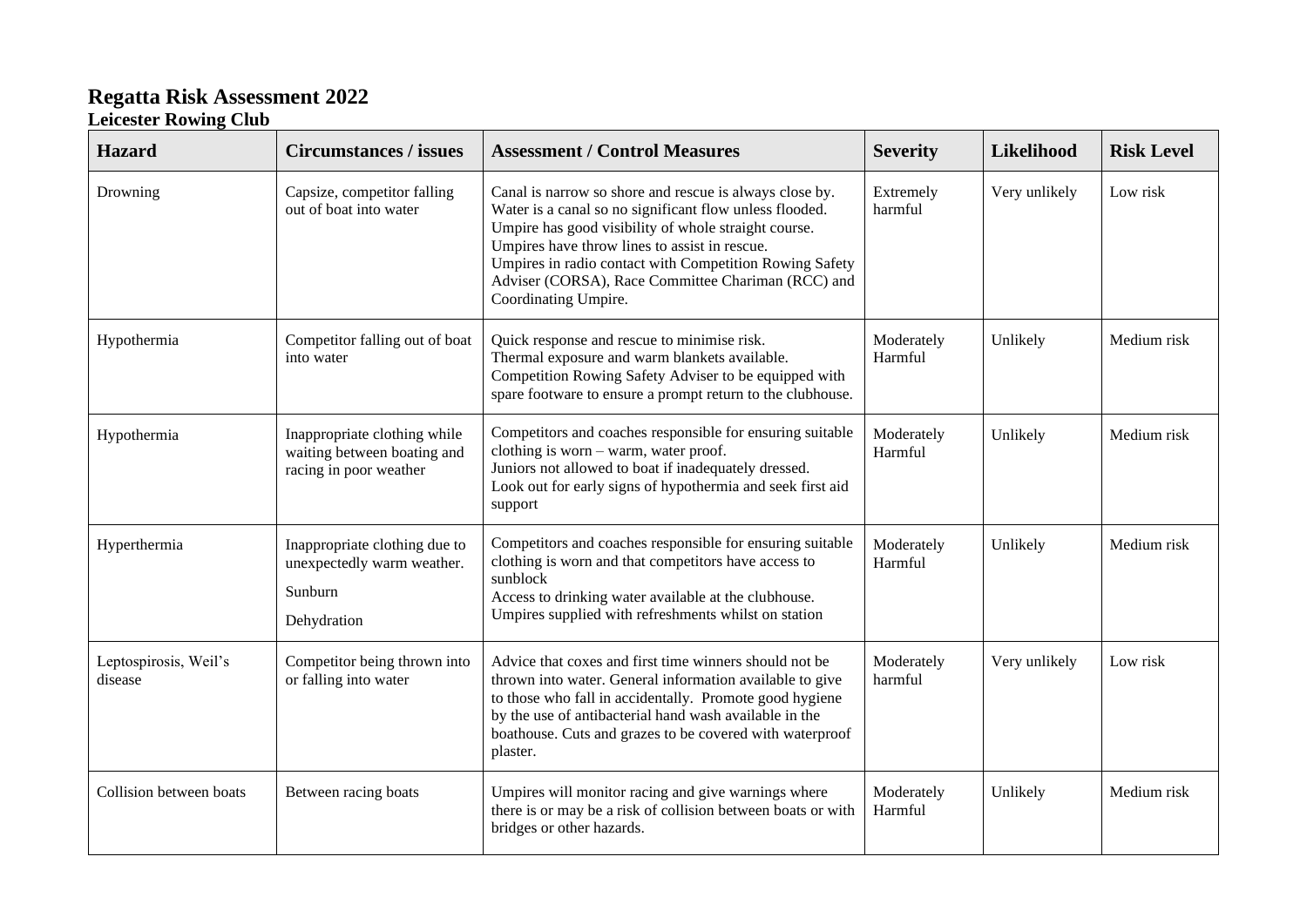# Regatta Risk Assessment 2022

## Leicester Rowing Club

| Hazard | Circumstances / issues | Assessment / Control Measures | Severity | Likelihood | Risk Level |
|---|---|---|---|---|---|
| Drowning | Capsize, competitor falling out of boat into water | Canal is narrow so shore and rescue is always close by. Water is a canal so no significant flow unless flooded. Umpire has good visibility of whole straight course. Umpires have throw lines to assist in rescue. Umpires in radio contact with Competition Rowing Safety Adviser (CORSA), Race Committee Chariman (RCC) and Coordinating Umpire. | Extremely harmful | Very unlikely | Low risk |
| Hypothermia | Competitor falling out of boat into water | Quick response and rescue to minimise risk. Thermal exposure and warm blankets available. Competition Rowing Safety Adviser to be equipped with spare footware to ensure a prompt return to the clubhouse. | Moderately Harmful | Unlikely | Medium risk |
| Hypothermia | Inappropriate clothing while waiting between boating and racing in poor weather | Competitors and coaches responsible for ensuring suitable clothing is worn – warm, water proof. Juniors not allowed to boat if inadequately dressed. Look out for early signs of hypothermia and seek first aid support | Moderately Harmful | Unlikely | Medium risk |
| Hyperthermia | Inappropriate clothing due to unexpectedly warm weather. Sunburn Dehydration | Competitors and coaches responsible for ensuring suitable clothing is worn and that competitors have access to sunblock. Access to drinking water available at the clubhouse. Umpires supplied with refreshments whilst on station | Moderately Harmful | Unlikely | Medium risk |
| Leptospirosis, Weil's disease | Competitor being thrown into or falling into water | Advice that coxes and first time winners should not be thrown into water. General information available to give to those who fall in accidentally. Promote good hygiene by the use of antibacterial hand wash available in the boathouse. Cuts and grazes to be covered with waterproof plaster. | Moderately harmful | Very unlikely | Low risk |
| Collision between boats | Between racing boats | Umpires will monitor racing and give warnings where there is or may be a risk of collision between boats or with bridges or other hazards. | Moderately Harmful | Unlikely | Medium risk |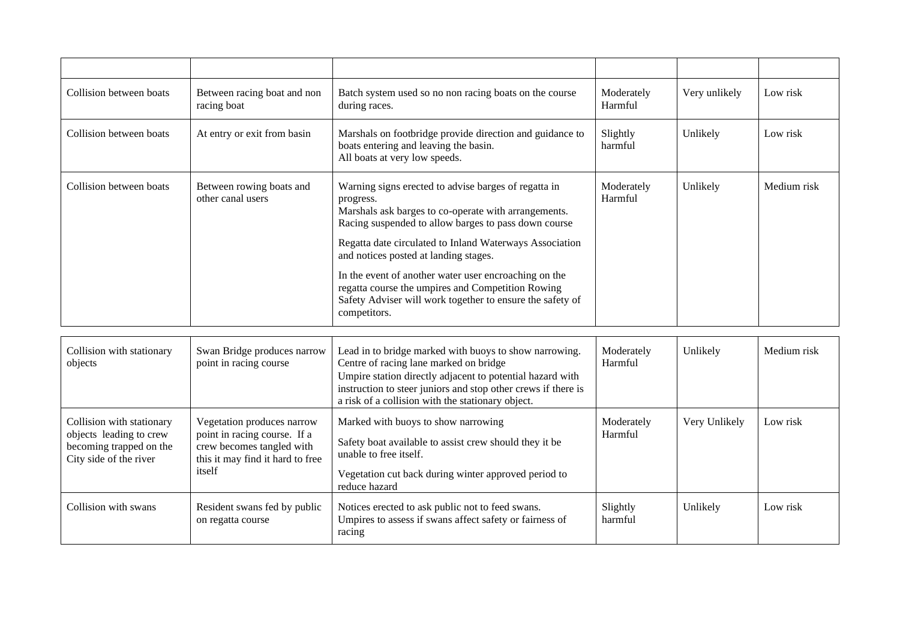| | | | | | |
|---|---|---|---|---|---|
| Collision between boats | Between racing boat and non racing boat | Batch system used so no non racing boats on the course during races. | Moderately Harmful | Very unlikely | Low risk |
| Collision between boats | At entry or exit from basin | Marshals on footbridge provide direction and guidance to boats entering and leaving the basin.<br>All boats at very low speeds. | Slightly harmful | Unlikely | Low risk |
| Collision between boats | Between rowing boats and other canal users | Warning signs erected to advise barges of regatta in progress.<br>Marshals ask barges to co-operate with arrangements.<br>Racing suspended to allow barges to pass down course<br>Regatta date circulated to Inland Waterways Association and notices posted at landing stages.<br>In the event of another water user encroaching on the regatta course the umpires and Competition Rowing Safety Adviser will work together to ensure the safety of competitors. | Moderately Harmful | Unlikely | Medium risk |
| Collision with stationary objects | Swan Bridge produces narrow point in racing course | Lead in to bridge marked with buoys to show narrowing.<br>Centre of racing lane marked on bridge<br>Umpire station directly adjacent to potential hazard with instruction to steer juniors and stop other crews if there is a risk of a collision with the stationary object. | Moderately Harmful | Unlikely | Medium risk |
| Collision with stationary objects leading to crew becoming trapped on the City side of the river | Vegetation produces narrow point in racing course. If a crew becomes tangled with this it may find it hard to free itself | Marked with buoys to show narrowing<br>Safety boat available to assist crew should they it be unable to free itself.<br>Vegetation cut back during winter approved period to reduce hazard | Moderately Harmful | Very Unlikely | Low risk |
| Collision with swans | Resident swans fed by public on regatta course | Notices erected to ask public not to feed swans.<br>Umpires to assess if swans affect safety or fairness of racing | Slightly harmful | Unlikely | Low risk |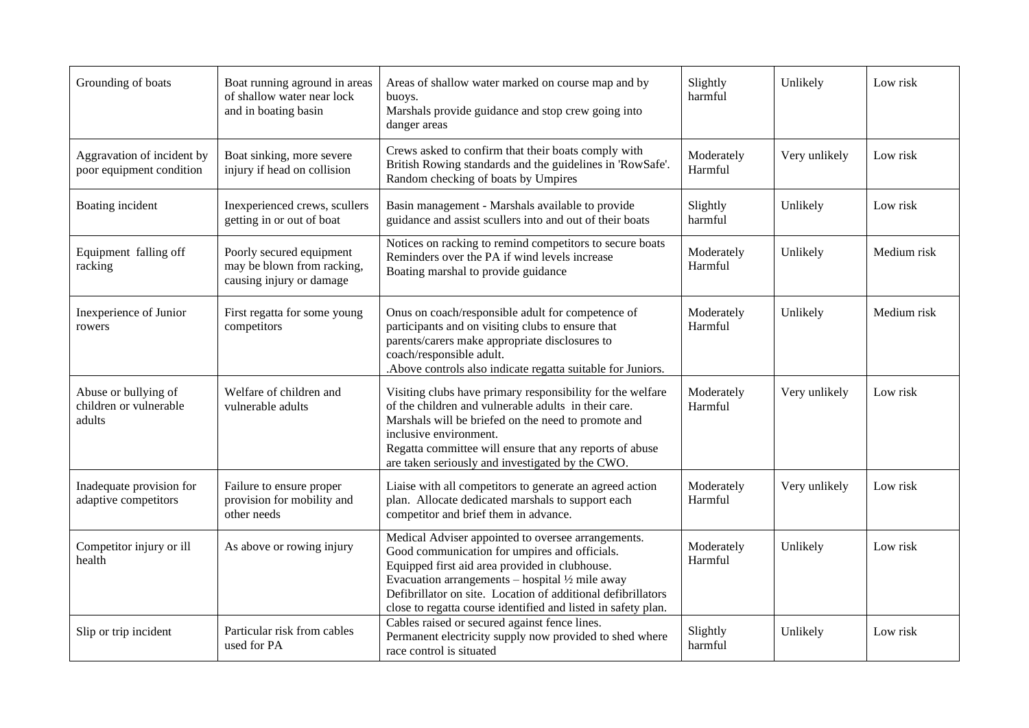| Grounding of boats | Boat running aground in areas of shallow water near lock and in boating basin | Areas of shallow water marked on course map and by buoys.<br>Marshals provide guidance and stop crew going into danger areas | Slightly harmful | Unlikely | Low risk |
|---|---|---|---|---|---|
| Aggravation of incident by poor equipment condition | Boat sinking, more severe injury if head on collision | Crews asked to confirm that their boats comply with British Rowing standards and the guidelines in 'RowSafe'. Random checking of boats by Umpires | Moderately Harmful | Very unlikely | Low risk |
| Boating incident | Inexperienced crews, scullers getting in or out of boat | Basin management - Marshals available to provide guidance and assist scullers into and out of their boats | Slightly harmful | Unlikely | Low risk |
| Equipment falling off racking | Poorly secured equipment may be blown from racking, causing injury or damage | Notices on racking to remind competitors to secure boats<br>Reminders over the PA if wind levels increase<br>Boating marshal to provide guidance | Moderately Harmful | Unlikely | Medium risk |
| Inexperience of Junior rowers | First regatta for some young competitors | Onus on coach/responsible adult for competence of participants and on visiting clubs to ensure that parents/carers make appropriate disclosures to coach/responsible adult.<br>.Above controls also indicate regatta suitable for Juniors. | Moderately Harmful | Unlikely | Medium risk |
| Abuse or bullying of children or vulnerable adults | Welfare of children and vulnerable adults | Visiting clubs have primary responsibility for the welfare of the children and vulnerable adults in their care.<br>Marshals will be briefed on the need to promote and inclusive environment.<br>Regatta committee will ensure that any reports of abuse are taken seriously and investigated by the CWO. | Moderately Harmful | Very unlikely | Low risk |
| Inadequate provision for adaptive competitors | Failure to ensure proper provision for mobility and other needs | Liaise with all competitors to generate an agreed action plan. Allocate dedicated marshals to support each competitor and brief them in advance. | Moderately Harmful | Very unlikely | Low risk |
| Competitor injury or ill health | As above or rowing injury | Medical Adviser appointed to oversee arrangements.<br>Good communication for umpires and officials.<br>Equipped first aid area provided in clubhouse.<br>Evacuation arrangements – hospital ½ mile away<br>Defibrillator on site. Location of additional defibrillators close to regatta course identified and listed in safety plan. | Moderately Harmful | Unlikely | Low risk |
| Slip or trip incident | Particular risk from cables used for PA | Cables raised or secured against fence lines.<br>Permanent electricity supply now provided to shed where race control is situated | Slightly harmful | Unlikely | Low risk |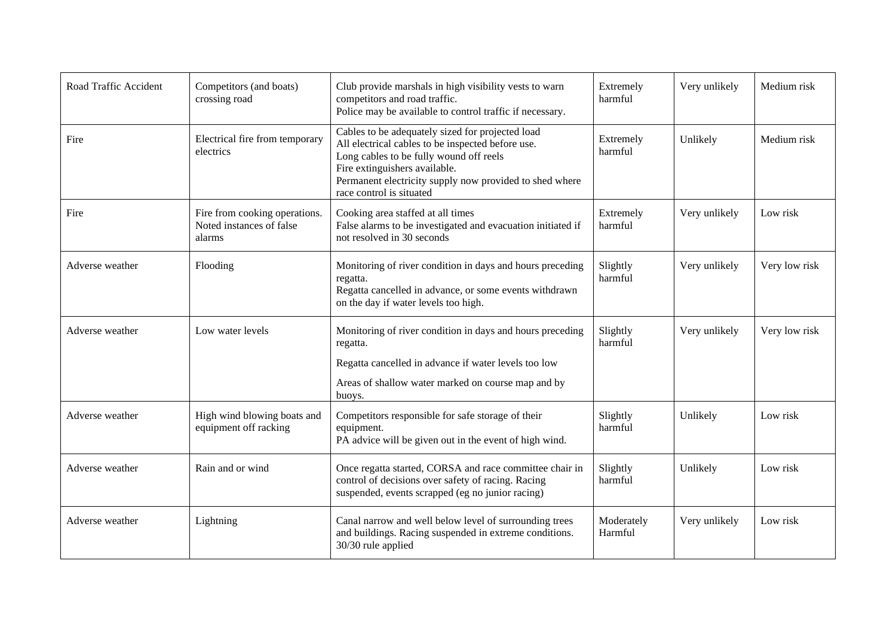| | | | | | |
|---|---|---|---|---|---|
| Road Traffic Accident | Competitors (and boats) crossing road | Club provide marshals in high visibility vests to warn competitors and road traffic.<br>Police may be available to control traffic if necessary. | Extremely harmful | Very unlikely | Medium risk |
| Fire | Electrical fire from temporary electrics | Cables to be adequately sized for projected load<br>All electrical cables to be inspected before use.<br>Long cables to be fully wound off reels<br>Fire extinguishers available.<br>Permanent electricity supply now provided to shed where race control is situated | Extremely harmful | Unlikely | Medium risk |
| Fire | Fire from cooking operations. Noted instances of false alarms | Cooking area staffed at all times<br>False alarms to be investigated and evacuation initiated if not resolved in 30 seconds | Extremely harmful | Very unlikely | Low risk |
| Adverse weather | Flooding | Monitoring of river condition in days and hours preceding regatta.<br>Regatta cancelled in advance, or some events withdrawn on the day if water levels too high. | Slightly harmful | Very unlikely | Very low risk |
| Adverse weather | Low water levels | Monitoring of river condition in days and hours preceding regatta.<br>Regatta cancelled in advance if water levels too low<br>Areas of shallow water marked on course map and by buoys. | Slightly harmful | Very unlikely | Very low risk |
| Adverse weather | High wind blowing boats and equipment off racking | Competitors responsible for safe storage of their equipment.<br>PA advice will be given out in the event of high wind. | Slightly harmful | Unlikely | Low risk |
| Adverse weather | Rain and or wind | Once regatta started, CORSA and race committee chair in control of decisions over safety of racing. Racing suspended, events scrapped (eg no junior racing) | Slightly harmful | Unlikely | Low risk |
| Adverse weather | Lightning | Canal narrow and well below level of surrounding trees and buildings. Racing suspended in extreme conditions.<br>30/30 rule applied | Moderately Harmful | Very unlikely | Low risk |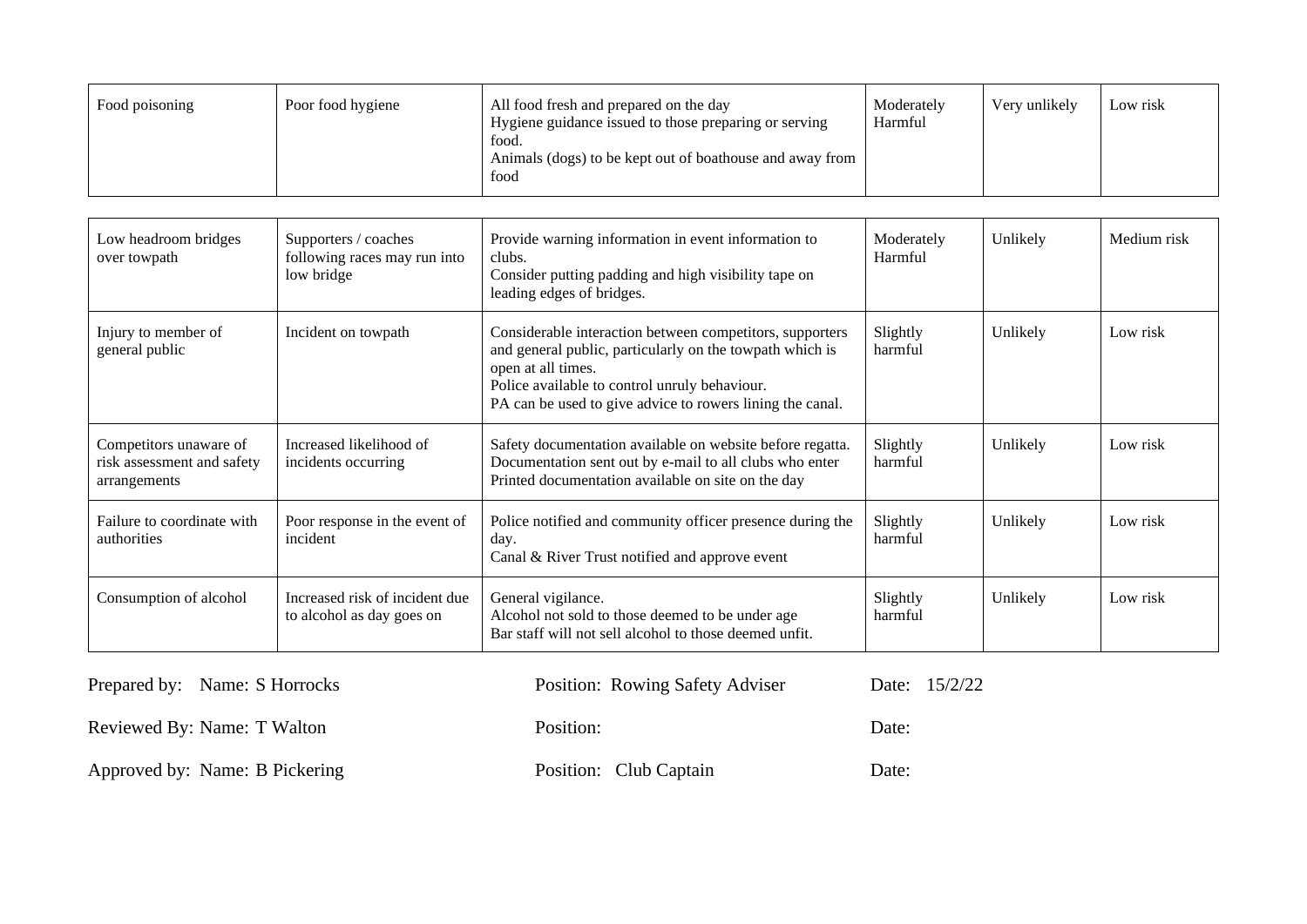| | | | | | |
|---|---|---|---|---|---|
| Food poisoning | Poor food hygiene | All food fresh and prepared on the day<br>Hygiene guidance issued to those preparing or serving food.<br>Animals (dogs) to be kept out of boathouse and away from food | Moderately Harmful | Very unlikely | Low risk |
| Low headroom bridges over towpath | Supporters / coaches following races may run into low bridge | Provide warning information in event information to clubs.<br>Consider putting padding and high visibility tape on leading edges of bridges. | Moderately Harmful | Unlikely | Medium risk |
| Injury to member of general public | Incident on towpath | Considerable interaction between competitors, supporters and general public, particularly on the towpath which is open at all times.<br>Police available to control unruly behaviour.<br>PA can be used to give advice to rowers lining the canal. | Slightly harmful | Unlikely | Low risk |
| Competitors unaware of risk assessment and safety arrangements | Increased likelihood of incidents occurring | Safety documentation available on website before regatta.<br>Documentation sent out by e-mail to all clubs who enter<br>Printed documentation available on site on the day | Slightly harmful | Unlikely | Low risk |
| Failure to coordinate with authorities | Poor response in the event of incident | Police notified and community officer presence during the day.<br>Canal & River Trust notified and approve event | Slightly harmful | Unlikely | Low risk |
| Consumption of alcohol | Increased risk of incident due to alcohol as day goes on | General vigilance.<br>Alcohol not sold to those deemed to be under age<br>Bar staff will not sell alcohol to those deemed unfit. | Slightly harmful | Unlikely | Low risk |

Prepared by: Name: S Horrocks — Position: Rowing Safety Adviser — Date: 15/2/22

Reviewed By: Name: T Walton — Position: — Date:

Approved by: Name: B Pickering — Position: Club Captain — Date: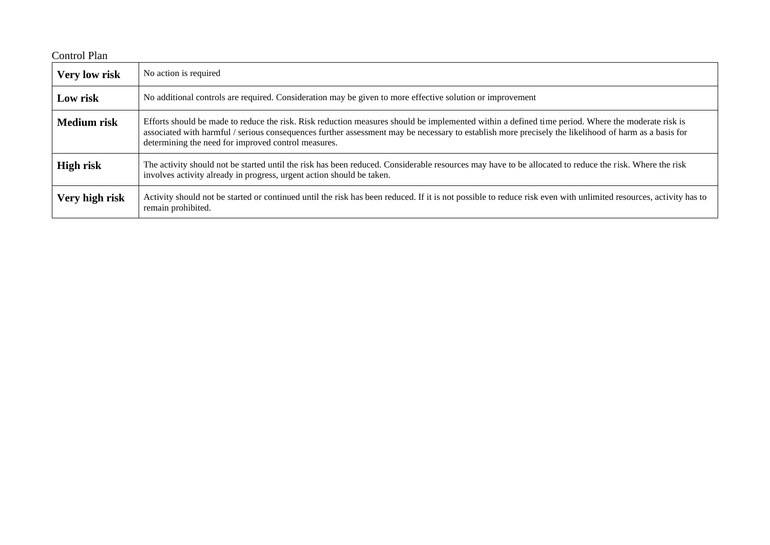Control Plan

| | |
|---|---|
| **Very low risk** | No action is required |
| **Low risk** | No additional controls are required. Consideration may be given to more effective solution or improvement |
| **Medium risk** | Efforts should be made to reduce the risk. Risk reduction measures should be implemented within a defined time period. Where the moderate risk is associated with harmful / serious consequences further assessment may be necessary to establish more precisely the likelihood of harm as a basis for determining the need for improved control measures. |
| **High risk** | The activity should not be started until the risk has been reduced. Considerable resources may have to be allocated to reduce the risk. Where the risk involves activity already in progress, urgent action should be taken. |
| **Very high risk** | Activity should not be started or continued until the risk has been reduced. If it is not possible to reduce risk even with unlimited resources, activity has to remain prohibited. |